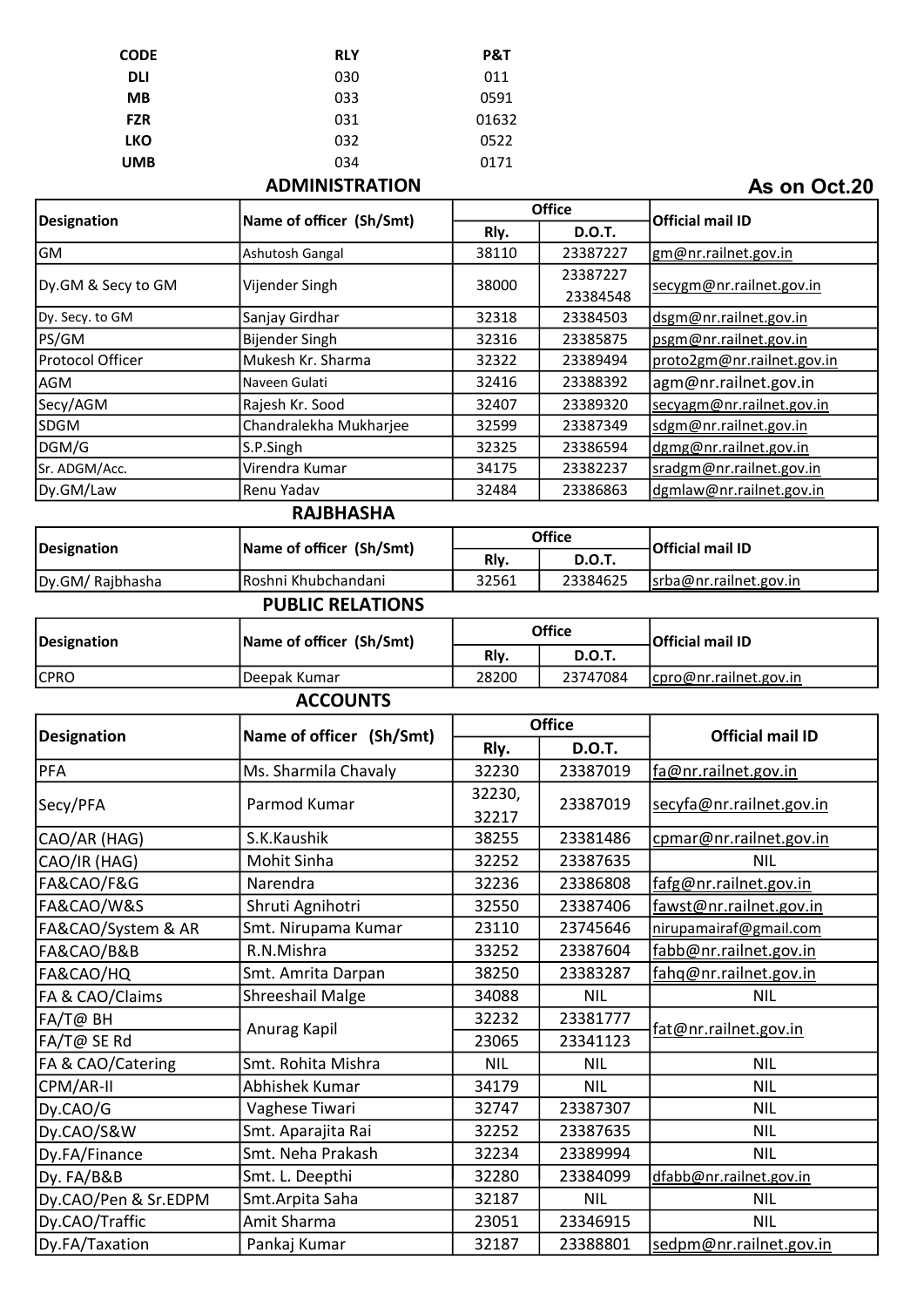| CODE | RLY | P&T |
|---|---|---|
| DLI | 030 | 011 |
| MB | 033 | 0591 |
| FZR | 031 | 01632 |
| LKO | 032 | 0522 |
| UMB | 034 | 0171 |

## ADMINISTRATION

**As on Oct.20**

| Designation | Name of officer (Sh/Smt) | Office | | Official mail ID |
|---|---|---|---|---|
| | | Rly. | D.O.T. | |
| GM | Ashutosh Gangal | 38110 | 23387227 | gm@nr.railnet.gov.in |
| Dy.GM & Secy to GM | Vijender Singh | 38000 | 23387227 23384548 | secygm@nr.railnet.gov.in |
| Dy. Secy. to GM | Sanjay Girdhar | 32318 | 23384503 | dsgm@nr.railnet.gov.in |
| PS/GM | Bijender Singh | 32316 | 23385875 | psgm@nr.railnet.gov.in |
| Protocol Officer | Mukesh Kr. Sharma | 32322 | 23389494 | proto2gm@nr.railnet.gov.in |
| AGM | Naveen Gulati | 32416 | 23388392 | agm@nr.railnet.gov.in |
| Secy/AGM | Rajesh Kr. Sood | 32407 | 23389320 | secyagm@nr.railnet.gov.in |
| SDGM | Chandralekha Mukharjee | 32599 | 23387349 | sdgm@nr.railnet.gov.in |
| DGM/G | S.P.Singh | 32325 | 23386594 | dgmg@nr.railnet.gov.in |
| Sr. ADGM/Acc. | Virendra Kumar | 34175 | 23382237 | sradgm@nr.railnet.gov.in |
| Dy.GM/Law | Renu Yadav | 32484 | 23386863 | dgmlaw@nr.railnet.gov.in |

## RAJBHASHA

| Designation | Name of officer (Sh/Smt) | Office | | Official mail ID |
|---|---|---|---|---|
| | | Rly. | D.O.T. | |
| Dy.GM/ Rajbhasha | Roshni Khubchandani | 32561 | 23384625 | srba@nr.railnet.gov.in |

## PUBLIC RELATIONS

| Designation | Name of officer (Sh/Smt) | Office | | Official mail ID |
|---|---|---|---|---|
| | | Rly. | D.O.T. | |
| CPRO | Deepak Kumar | 28200 | 23747084 | cpro@nr.railnet.gov.in |

## ACCOUNTS

| Designation | Name of officer (Sh/Smt) | Office | | Official mail ID |
|---|---|---|---|---|
| | | Rly. | D.O.T. | |
| PFA | Ms. Sharmila Chavaly | 32230 | 23387019 | fa@nr.railnet.gov.in |
| Secy/PFA | Parmod Kumar | 32230, 32217 | 23387019 | secyfa@nr.railnet.gov.in |
| CAO/AR (HAG) | S.K.Kaushik | 38255 | 23381486 | cpmar@nr.railnet.gov.in |
| CAO/IR (HAG) | Mohit Sinha | 32252 | 23387635 | NIL |
| FA&CAO/F&G | Narendra | 32236 | 23386808 | fafg@nr.railnet.gov.in |
| FA&CAO/W&S | Shruti Agnihotri | 32550 | 23387406 | fawst@nr.railnet.gov.in |
| FA&CAO/System & AR | Smt. Nirupama Kumar | 23110 | 23745646 | nirupamairaf@gmail.com |
| FA&CAO/B&B | R.N.Mishra | 33252 | 23387604 | fabb@nr.railnet.gov.in |
| FA&CAO/HQ | Smt. Amrita Darpan | 38250 | 23383287 | fahq@nr.railnet.gov.in |
| FA & CAO/Claims | Shreeshail Malge | 34088 | NIL | NIL |
| FA/T@ BH | Anurag Kapil | 32232 | 23381777 | fat@nr.railnet.gov.in |
| FA/T@ SE Rd | | 23065 | 23341123 | |
| FA & CAO/Catering | Smt. Rohita Mishra | NIL | NIL | NIL |
| CPM/AR-II | Abhishek Kumar | 34179 | NIL | NIL |
| Dy.CAO/G | Vaghese Tiwari | 32747 | 23387307 | NIL |
| Dy.CAO/S&W | Smt. Aparajita Rai | 32252 | 23387635 | NIL |
| Dy.FA/Finance | Smt. Neha Prakash | 32234 | 23389994 | NIL |
| Dy. FA/B&B | Smt. L. Deepthi | 32280 | 23384099 | dfabb@nr.railnet.gov.in |
| Dy.CAO/Pen & Sr.EDPM | Smt.Arpita Saha | 32187 | NIL | NIL |
| Dy.CAO/Traffic | Amit Sharma | 23051 | 23346915 | NIL |
| Dy.FA/Taxation | Pankaj Kumar | 32187 | 23388801 | sedpm@nr.railnet.gov.in |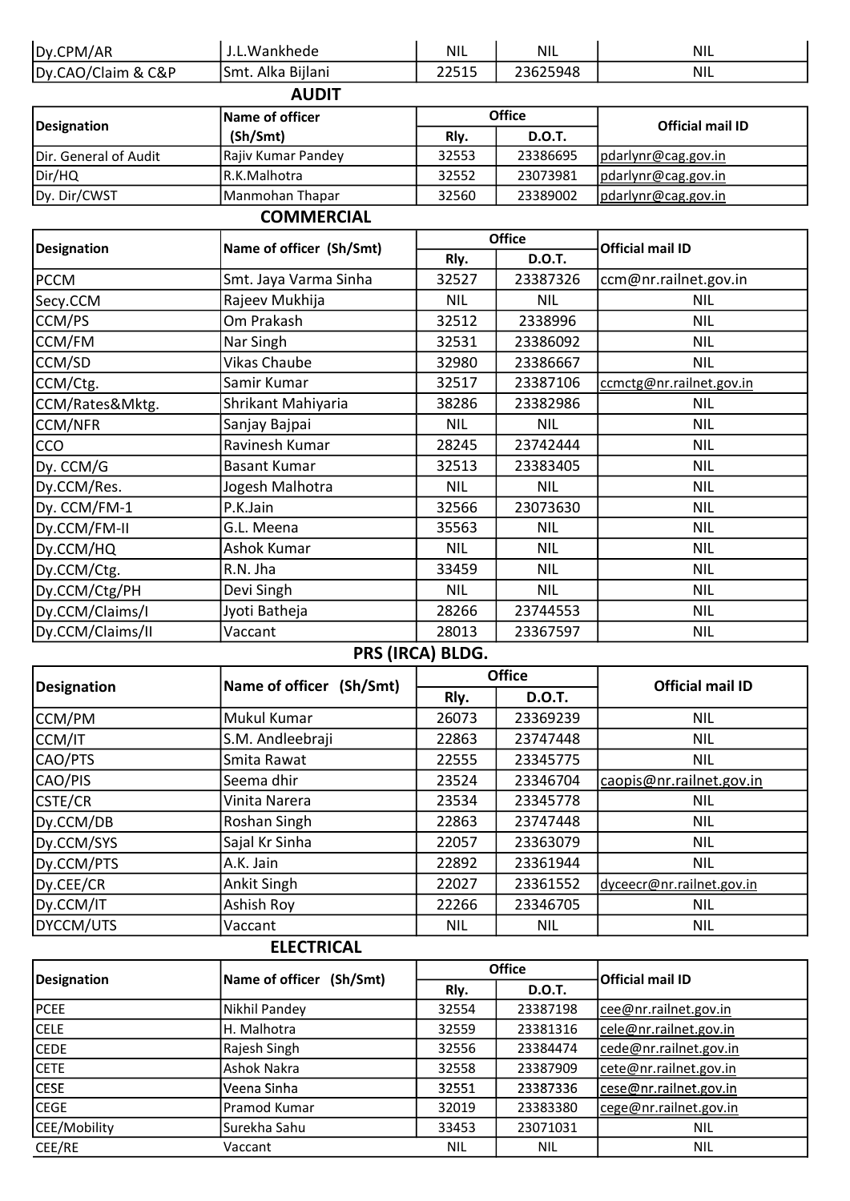| Dy.CPM/AR | J.L.Wankhede | NIL | NIL | NIL |
|---|---|---|---|---|
| Dy.CAO/Claim & C&P | Smt. Alka Bijlani | 22515 | 23625948 | NIL |

## AUDIT

| Designation | Name of officer (Sh/Smt) | Office | | Official mail ID |
|---|---|---|---|---|
| | | Rly. | D.O.T. | |
| Dir. General of Audit | Rajiv Kumar Pandey | 32553 | 23386695 | pdarlynr@cag.gov.in |
| Dir/HQ | R.K.Malhotra | 32552 | 23073981 | pdarlynr@cag.gov.in |
| Dy. Dir/CWST | Manmohan Thapar | 32560 | 23389002 | pdarlynr@cag.gov.in |

## COMMERCIAL

| Designation | Name of officer (Sh/Smt) | Office | | Official mail ID |
|---|---|---|---|---|
| | | Rly. | D.O.T. | |
| PCCM | Smt. Jaya Varma Sinha | 32527 | 23387326 | ccm@nr.railnet.gov.in |
| Secy.CCM | Rajeev Mukhija | NIL | NIL | NIL |
| CCM/PS | Om Prakash | 32512 | 2338996 | NIL |
| CCM/FM | Nar Singh | 32531 | 23386092 | NIL |
| CCM/SD | Vikas Chaube | 32980 | 23386667 | NIL |
| CCM/Ctg. | Samir Kumar | 32517 | 23387106 | ccmctg@nr.railnet.gov.in |
| CCM/Rates&Mktg. | Shrikant Mahiyaria | 38286 | 23382986 | NIL |
| CCM/NFR | Sanjay Bajpai | NIL | NIL | NIL |
| CCO | Ravinesh Kumar | 28245 | 23742444 | NIL |
| Dy. CCM/G | Basant Kumar | 32513 | 23383405 | NIL |
| Dy.CCM/Res. | Jogesh Malhotra | NIL | NIL | NIL |
| Dy. CCM/FM-1 | P.K.Jain | 32566 | 23073630 | NIL |
| Dy.CCM/FM-II | G.L. Meena | 35563 | NIL | NIL |
| Dy.CCM/HQ | Ashok Kumar | NIL | NIL | NIL |
| Dy.CCM/Ctg. | R.N. Jha | 33459 | NIL | NIL |
| Dy.CCM/Ctg/PH | Devi Singh | NIL | NIL | NIL |
| Dy.CCM/Claims/I | Jyoti Batheja | 28266 | 23744553 | NIL |
| Dy.CCM/Claims/II | Vaccant | 28013 | 23367597 | NIL |

## PRS (IRCA) BLDG.

| Designation | Name of officer (Sh/Smt) | Office | | Official mail ID |
|---|---|---|---|---|
| | | Rly. | D.O.T. | |
| CCM/PM | Mukul Kumar | 26073 | 23369239 | NIL |
| CCM/IT | S.M. Andleebraji | 22863 | 23747448 | NIL |
| CAO/PTS | Smita Rawat | 22555 | 23345775 | NIL |
| CAO/PIS | Seema dhir | 23524 | 23346704 | caopis@nr.railnet.gov.in |
| CSTE/CR | Vinita Narera | 23534 | 23345778 | NIL |
| Dy.CCM/DB | Roshan Singh | 22863 | 23747448 | NIL |
| Dy.CCM/SYS | Sajal Kr Sinha | 22057 | 23363079 | NIL |
| Dy.CCM/PTS | A.K. Jain | 22892 | 23361944 | NIL |
| Dy.CEE/CR | Ankit Singh | 22027 | 23361552 | dyceecr@nr.railnet.gov.in |
| Dy.CCM/IT | Ashish Roy | 22266 | 23346705 | NIL |
| DYCCM/UTS | Vaccant | NIL | NIL | NIL |

## ELECTRICAL

| Designation | Name of officer (Sh/Smt) | Office | | Official mail ID |
|---|---|---|---|---|
| | | Rly. | D.O.T. | |
| PCEE | Nikhil Pandey | 32554 | 23387198 | cee@nr.railnet.gov.in |
| CELE | H. Malhotra | 32559 | 23381316 | cele@nr.railnet.gov.in |
| CEDE | Rajesh Singh | 32556 | 23384474 | cede@nr.railnet.gov.in |
| CETE | Ashok Nakra | 32558 | 23387909 | cete@nr.railnet.gov.in |
| CESE | Veena Sinha | 32551 | 23387336 | cese@nr.railnet.gov.in |
| CEGE | Pramod Kumar | 32019 | 23383380 | cege@nr.railnet.gov.in |
| CEE/Mobility | Surekha Sahu | 33453 | 23071031 | NIL |
| CEE/RE | Vaccant | NIL | NIL | NIL |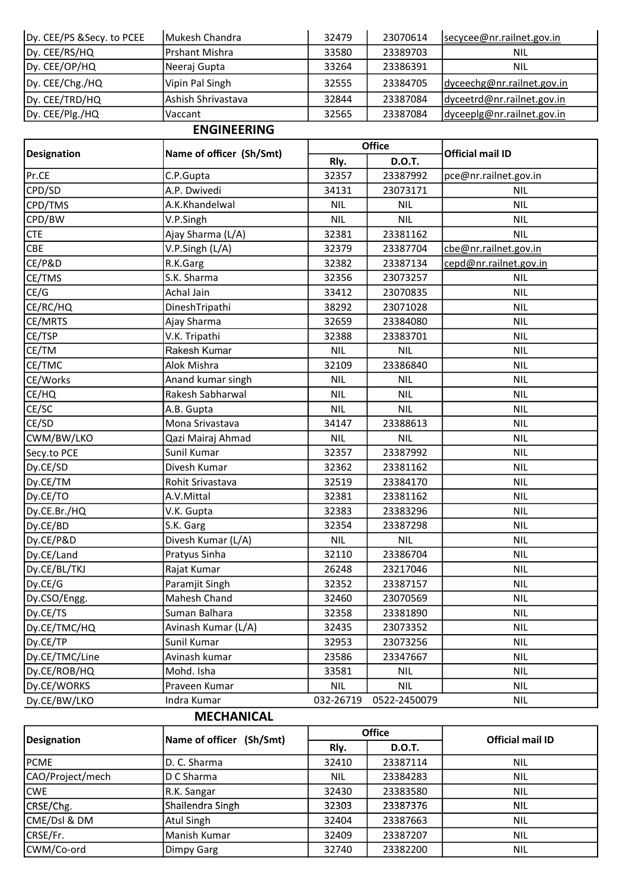| Dy. CEE/PS &Secy. to PCEE | Mukesh Chandra | 32479 | 23070614 | secycee@nr.railnet.gov.in |
|---|---|---|---|---|
| Dy. CEE/RS/HQ | Prshant Mishra | 33580 | 23389703 | NIL |
| Dy. CEE/OP/HQ | Neeraj Gupta | 33264 | 23386391 | NIL |
| Dy. CEE/Chg./HQ | Vipin Pal Singh | 32555 | 23384705 | dyceechg@nr.railnet.gov.in |
| Dy. CEE/TRD/HQ | Ashish Shrivastava | 32844 | 23387084 | dyceetrd@nr.railnet.gov.in |
| Dy. CEE/Plg./HQ | Vaccant | 32565 | 23387084 | dyceeplg@nr.railnet.gov.in |

## ENGINEERING

| Designation | Name of officer (Sh/Smt) | Office | | Official mail ID |
|---|---|---|---|---|
| | | Rly. | D.O.T. | |
| Pr.CE | C.P.Gupta | 32357 | 23387992 | pce@nr.railnet.gov.in |
| CPD/SD | A.P. Dwivedi | 34131 | 23073171 | NIL |
| CPD/TMS | A.K.Khandelwal | NIL | NIL | NIL |
| CPD/BW | V.P.Singh | NIL | NIL | NIL |
| CTE | Ajay Sharma (L/A) | 32381 | 23381162 | NIL |
| CBE | V.P.Singh (L/A) | 32379 | 23387704 | cbe@nr.railnet.gov.in |
| CE/P&D | R.K.Garg | 32382 | 23387134 | cepd@nr.railnet.gov.in |
| CE/TMS | S.K. Sharma | 32356 | 23073257 | NIL |
| CE/G | Achal Jain | 33412 | 23070835 | NIL |
| CE/RC/HQ | DineshTripathi | 38292 | 23071028 | NIL |
| CE/MRTS | Ajay Sharma | 32659 | 23384080 | NIL |
| CE/TSP | V.K. Tripathi | 32388 | 23383701 | NIL |
| CE/TM | Rakesh Kumar | NIL | NIL | NIL |
| CE/TMC | Alok Mishra | 32109 | 23386840 | NIL |
| CE/Works | Anand kumar singh | NIL | NIL | NIL |
| CE/HQ | Rakesh Sabharwal | NIL | NIL | NIL |
| CE/SC | A.B. Gupta | NIL | NIL | NIL |
| CE/SD | Mona Srivastava | 34147 | 23388613 | NIL |
| CWM/BW/LKO | Qazi Mairaj Ahmad | NIL | NIL | NIL |
| Secy.to PCE | Sunil Kumar | 32357 | 23387992 | NIL |
| Dy.CE/SD | Divesh Kumar | 32362 | 23381162 | NIL |
| Dy.CE/TM | Rohit Srivastava | 32519 | 23384170 | NIL |
| Dy.CE/TO | A.V.Mittal | 32381 | 23381162 | NIL |
| Dy.CE.Br./HQ | V.K. Gupta | 32383 | 23383296 | NIL |
| Dy.CE/BD | S.K. Garg | 32354 | 23387298 | NIL |
| Dy.CE/P&D | Divesh Kumar (L/A) | NIL | NIL | NIL |
| Dy.CE/Land | Pratyus Sinha | 32110 | 23386704 | NIL |
| Dy.CE/BL/TKJ | Rajat Kumar | 26248 | 23217046 | NIL |
| Dy.CE/G | Paramjit Singh | 32352 | 23387157 | NIL |
| Dy.CSO/Engg. | Mahesh Chand | 32460 | 23070569 | NIL |
| Dy.CE/TS | Suman Balhara | 32358 | 23381890 | NIL |
| Dy.CE/TMC/HQ | Avinash Kumar (L/A) | 32435 | 23073352 | NIL |
| Dy.CE/TP | Sunil Kumar | 32953 | 23073256 | NIL |
| Dy.CE/TMC/Line | Avinash kumar | 23586 | 23347667 | NIL |
| Dy.CE/ROB/HQ | Mohd. Isha | 33581 | NIL | NIL |
| Dy.CE/WORKS | Praveen Kumar | NIL | NIL | NIL |
| Dy.CE/BW/LKO | Indra Kumar | 032-26719 | 0522-2450079 | NIL |

## MECHANICAL

| Designation | Name of officer (Sh/Smt) | Office | | Official mail ID |
|---|---|---|---|---|
| | | Rly. | D.O.T. | |
| PCME | D. C. Sharma | 32410 | 23387114 | NIL |
| CAO/Project/mech | D C Sharma | NIL | 23384283 | NIL |
| CWE | R.K. Sangar | 32430 | 23383580 | NIL |
| CRSE/Chg. | Shailendra Singh | 32303 | 23387376 | NIL |
| CME/Dsl & DM | Atul Singh | 32404 | 23387663 | NIL |
| CRSE/Fr. | Manish Kumar | 32409 | 23387207 | NIL |
| CWM/Co-ord | Dimpy Garg | 32740 | 23382200 | NIL |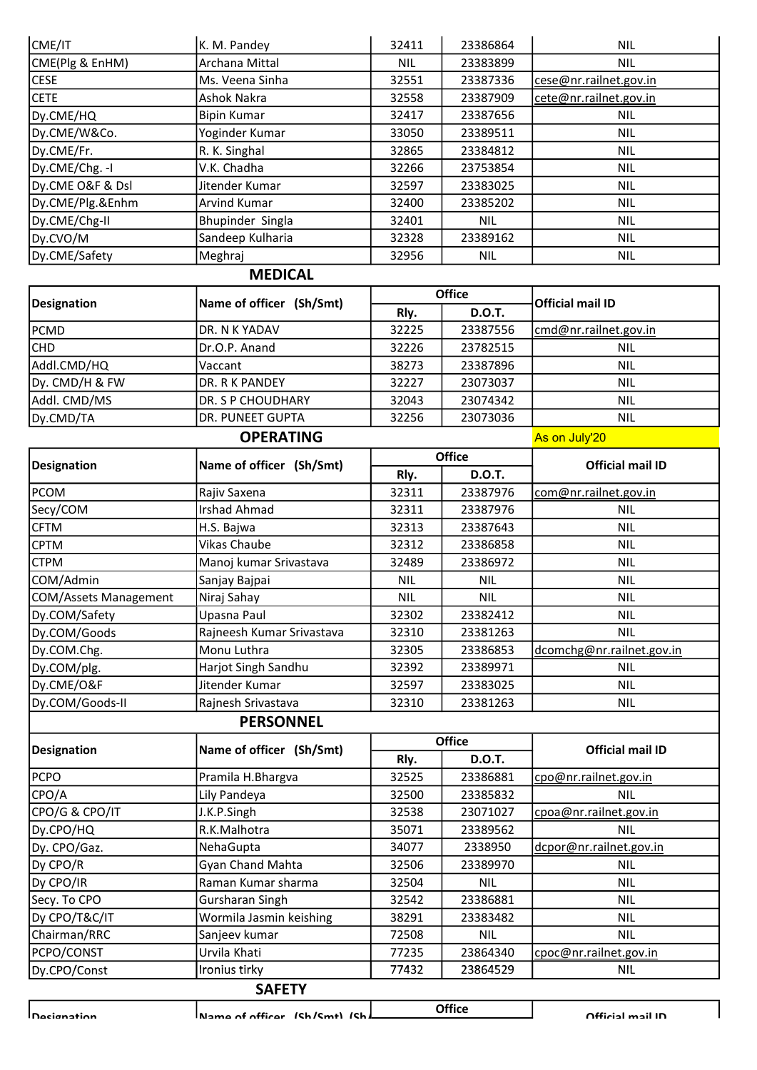| CME/IT | K. M. Pandey | 32411 | 23386864 | NIL |
|---|---|---|---|---|
| CME(Plg & EnHM) | Archana Mittal | NIL | 23383899 | NIL |
| CESE | Ms. Veena Sinha | 32551 | 23387336 | cese@nr.railnet.gov.in |
| CETE | Ashok Nakra | 32558 | 23387909 | cete@nr.railnet.gov.in |
| Dy.CME/HQ | Bipin Kumar | 32417 | 23387656 | NIL |
| Dy.CME/W&Co. | Yoginder Kumar | 33050 | 23389511 | NIL |
| Dy.CME/Fr. | R. K. Singhal | 32865 | 23384812 | NIL |
| Dy.CME/Chg. -I | V.K. Chadha | 32266 | 23753854 | NIL |
| Dy.CME O&F & Dsl | Jitender Kumar | 32597 | 23383025 | NIL |
| Dy.CME/Plg.&Enhm | Arvind Kumar | 32400 | 23385202 | NIL |
| Dy.CME/Chg-II | Bhupinder Singla | 32401 | NIL | NIL |
| Dy.CVO/M | Sandeep Kulharia | 32328 | 23389162 | NIL |
| Dy.CME/Safety | Meghraj | 32956 | NIL | NIL |

## MEDICAL

| Designation | Name of officer (Sh/Smt) | Office | | Official mail ID |
|---|---|---|---|---|
| | | Rly. | D.O.T. | |
| PCMD | DR. N K YADAV | 32225 | 23387556 | cmd@nr.railnet.gov.in |
| CHD | Dr.O.P. Anand | 32226 | 23782515 | NIL |
| Addl.CMD/HQ | Vaccant | 38273 | 23387896 | NIL |
| Dy. CMD/H & FW | DR. R K PANDEY | 32227 | 23073037 | NIL |
| Addl. CMD/MS | DR. S P CHOUDHARY | 32043 | 23074342 | NIL |
| Dy.CMD/TA | DR. PUNEET GUPTA | 32256 | 23073036 | NIL |

## OPERATING

As on July'20

| Designation | Name of officer (Sh/Smt) | Office | | Official mail ID |
|---|---|---|---|---|
| | | Rly. | D.O.T. | |
| PCOM | Rajiv Saxena | 32311 | 23387976 | com@nr.railnet.gov.in |
| Secy/COM | Irshad Ahmad | 32311 | 23387976 | NIL |
| CFTM | H.S. Bajwa | 32313 | 23387643 | NIL |
| CPTM | Vikas Chaube | 32312 | 23386858 | NIL |
| CTPM | Manoj kumar Srivastava | 32489 | 23386972 | NIL |
| COM/Admin | Sanjay Bajpai | NIL | NIL | NIL |
| COM/Assets Management | Niraj Sahay | NIL | NIL | NIL |
| Dy.COM/Safety | Upasna Paul | 32302 | 23382412 | NIL |
| Dy.COM/Goods | Rajneesh Kumar Srivastava | 32310 | 23381263 | NIL |
| Dy.COM.Chg. | Monu Luthra | 32305 | 23386853 | dcomchg@nr.railnet.gov.in |
| Dy.COM/plg. | Harjot Singh Sandhu | 32392 | 23389971 | NIL |
| Dy.CME/O&F | Jitender Kumar | 32597 | 23383025 | NIL |
| Dy.COM/Goods-II | Rajnesh Srivastava | 32310 | 23381263 | NIL |

## PERSONNEL

| Designation | Name of officer (Sh/Smt) | Office | | Official mail ID |
|---|---|---|---|---|
| | | Rly. | D.O.T. | |
| PCPO | Pramila H.Bhargva | 32525 | 23386881 | cpo@nr.railnet.gov.in |
| CPO/A | Lily Pandeya | 32500 | 23385832 | NIL |
| CPO/G & CPO/IT | J.K.P.Singh | 32538 | 23071027 | cpoa@nr.railnet.gov.in |
| Dy.CPO/HQ | R.K.Malhotra | 35071 | 23389562 | NIL |
| Dy. CPO/Gaz. | NehaGupta | 34077 | 2338950 | dcpor@nr.railnet.gov.in |
| Dy CPO/R | Gyan Chand Mahta | 32506 | 23389970 | NIL |
| Dy CPO/IR | Raman Kumar sharma | 32504 | NIL | NIL |
| Secy. To CPO | Gursharan Singh | 32542 | 23386881 | NIL |
| Dy CPO/T&C/IT | Wormila Jasmin keishing | 38291 | 23383482 | NIL |
| Chairman/RRC | Sanjeev kumar | 72508 | NIL | NIL |
| PCPO/CONST | Urvila Khati | 77235 | 23864340 | cpoc@nr.railnet.gov.in |
| Dy.CPO/Const | Ironius tirky | 77432 | 23864529 | NIL |

## SAFETY

| Designation | Name of officer (Sh/Smt) (Sh/ | Office | Official mail ID |
|---|---|---|---|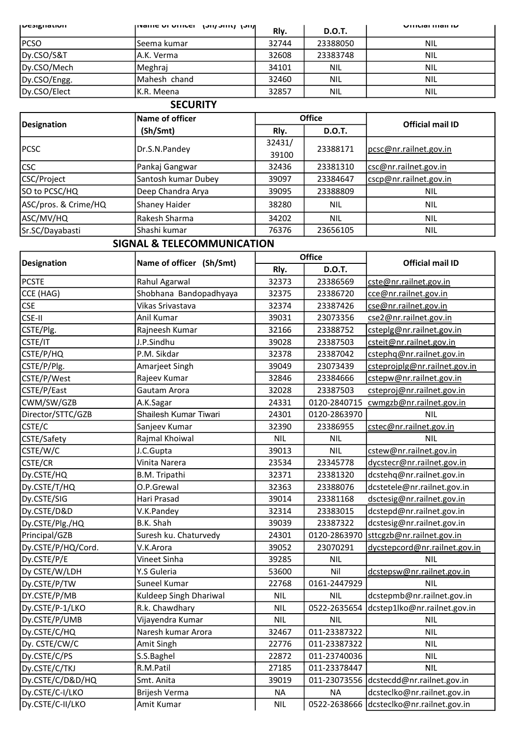| Designation | Name of officer (Sh/Smt) (Sh/ | Rly. | D.O.T. | Official mail ID |
|---|---|---|---|---|
| PCSO | Seema kumar | 32744 | 23388050 | NIL |
| Dy.CSO/S&T | A.K. Verma | 32608 | 23383748 | NIL |
| Dy.CSO/Mech | Meghraj | 34101 | NIL | NIL |
| Dy.CSO/Engg. | Mahesh chand | 32460 | NIL | NIL |
| Dy.CSO/Elect | K.R. Meena | 32857 | NIL | NIL |

## SECURITY

| Designation | Name of officer (Sh/Smt) | Office | | Official mail ID |
|---|---|---|---|---|
| | | Rly. | D.O.T. | |
| PCSC | Dr.S.N.Pandey | 32431/ 39100 | 23388171 | pcsc@nr.railnet.gov.in |
| CSC | Pankaj Gangwar | 32436 | 23381310 | csc@nr.railnet.gov.in |
| CSC/Project | Santosh kumar Dubey | 39097 | 23384647 | cscp@nr.railnet.gov.in |
| SO to PCSC/HQ | Deep Chandra Arya | 39095 | 23388809 | NIL |
| ASC/pros. & Crime/HQ | Shaney Haider | 38280 | NIL | NIL |
| ASC/MV/HQ | Rakesh Sharma | 34202 | NIL | NIL |
| Sr.SC/Dayabasti | Shashi kumar | 76376 | 23656105 | NIL |

## SIGNAL & TELECOMMUNICATION

| Designation | Name of officer (Sh/Smt) | Office | | Official mail ID |
|---|---|---|---|---|
| | | Rly. | D.O.T. | |
| PCSTE | Rahul Agarwal | 32373 | 23386569 | cste@nr.railnet.gov.in |
| CCE (HAG) | Shobhana Bandopadhyaya | 32375 | 23386720 | cce@nr.railnet.gov.in |
| CSE | Vikas Srivastava | 32374 | 23387426 | cse@nr.railnet.gov.in |
| CSE-II | Anil Kumar | 39031 | 23073356 | cse2@nr.railnet.gov.in |
| CSTE/Plg. | Rajneesh Kumar | 32166 | 23388752 | csteplg@nr.railnet.gov.in |
| CSTE/IT | J.P.Sindhu | 39028 | 23387503 | csteit@nr.railnet.gov.in |
| CSTE/P/HQ | P.M. Sikdar | 32378 | 23387042 | cstephq@nr.railnet.gov.in |
| CSTE/P/Plg. | Amarjeet Singh | 39049 | 23073439 | csteprojplg@nr.railnet.gov.in |
| CSTE/P/West | Rajeev Kumar | 32846 | 23384666 | cstepw@nr.railnet.gov.in |
| CSTE/P/East | Gautam Arora | 32028 | 23387503 | csteproj@nr.railnet.gov.in |
| CWM/SW/GZB | A.K.Sagar | 24331 | 0120-2840715 | cwmgzb@nr.railnet.gov.in |
| Director/STTC/GZB | Shailesh Kumar Tiwari | 24301 | 0120-2863970 | NIL |
| CSTE/C | Sanjeev Kumar | 32390 | 23386955 | cstec@nr.railnet.gov.in |
| CSTE/Safety | Rajmal Khoiwal | NIL | NIL | NIL |
| CSTE/W/C | J.C.Gupta | 39013 | NIL | cstew@nr.railnet.gov.in |
| CSTE/CR | Vinita Narera | 23534 | 23345778 | dycstecr@nr.railnet.gov.in |
| Dy.CSTE/HQ | B.M. Tripathi | 32371 | 23381320 | dcstehq@nr.railnet.gov.in |
| Dy.CSTE/T/HQ | O.P.Grewal | 32363 | 23388076 | dcstetele@nr.railnet.gov.in |
| Dy.CSTE/SIG | Hari Prasad | 39014 | 23381168 | dsctesig@nr.railnet.gov.in |
| Dy.CSTE/D&D | V.K.Pandey | 32314 | 23383015 | dcstepd@nr.railnet.gov.in |
| Dy.CSTE/Plg./HQ | B.K. Shah | 39039 | 23387322 | dcstesig@nr.railnet.gov.in |
| Principal/GZB | Suresh ku. Chaturvedy | 24301 | 0120-2863970 | sttcgzb@nr.railnet.gov.in |
| Dy.CSTE/P/HQ/Cord. | V.K.Arora | 39052 | 23070291 | dycstepcord@nr.railnet.gov.in |
| Dy.CSTE/P/E | Vineet Sinha | 39285 | NIL | NIL |
| Dy CSTE/W/LDH | Y.S Guleria | 53600 | Nil | dcstepsw@nr.railnet.gov.in |
| Dy.CSTE/P/TW | Suneel Kumar | 22768 | 0161-2447929 | NIL |
| DY.CSTE/P/MB | Kuldeep Singh Dhariwal | NIL | NIL | dcstepmb@nr.railnet.gov.in |
| Dy.CSTE/P-1/LKO | R.k. Chawdhary | NIL | 0522-2635654 | dcstep1lko@nr.railnet.gov.in |
| Dy.CSTE/P/UMB | Vijayendra Kumar | NIL | NIL | NIL |
| Dy.CSTE/C/HQ | Naresh kumar Arora | 32467 | 011-23387322 | NIL |
| Dy. CSTE/CW/C | Amit Singh | 22776 | 011-23387322 | NIL |
| Dy.CSTE/C/PS | S.S.Baghel | 22872 | 011-23740036 | NIL |
| Dy.CSTE/C/TKJ | R.M.Patil | 27185 | 011-23378447 | NIL |
| Dy.CSTE/C/D&D/HQ | Smt. Anita | 39019 | 011-23073556 | dcstecdd@nr.railnet.gov.in |
| Dy.CSTE/C-I/LKO | Brijesh Verma | NA | NA | dcsteclko@nr.railnet.gov.in |
| Dy.CSTE/C-II/LKO | Amit Kumar | NIL | 0522-2638666 | dcsteclko@nr.railnet.gov.in |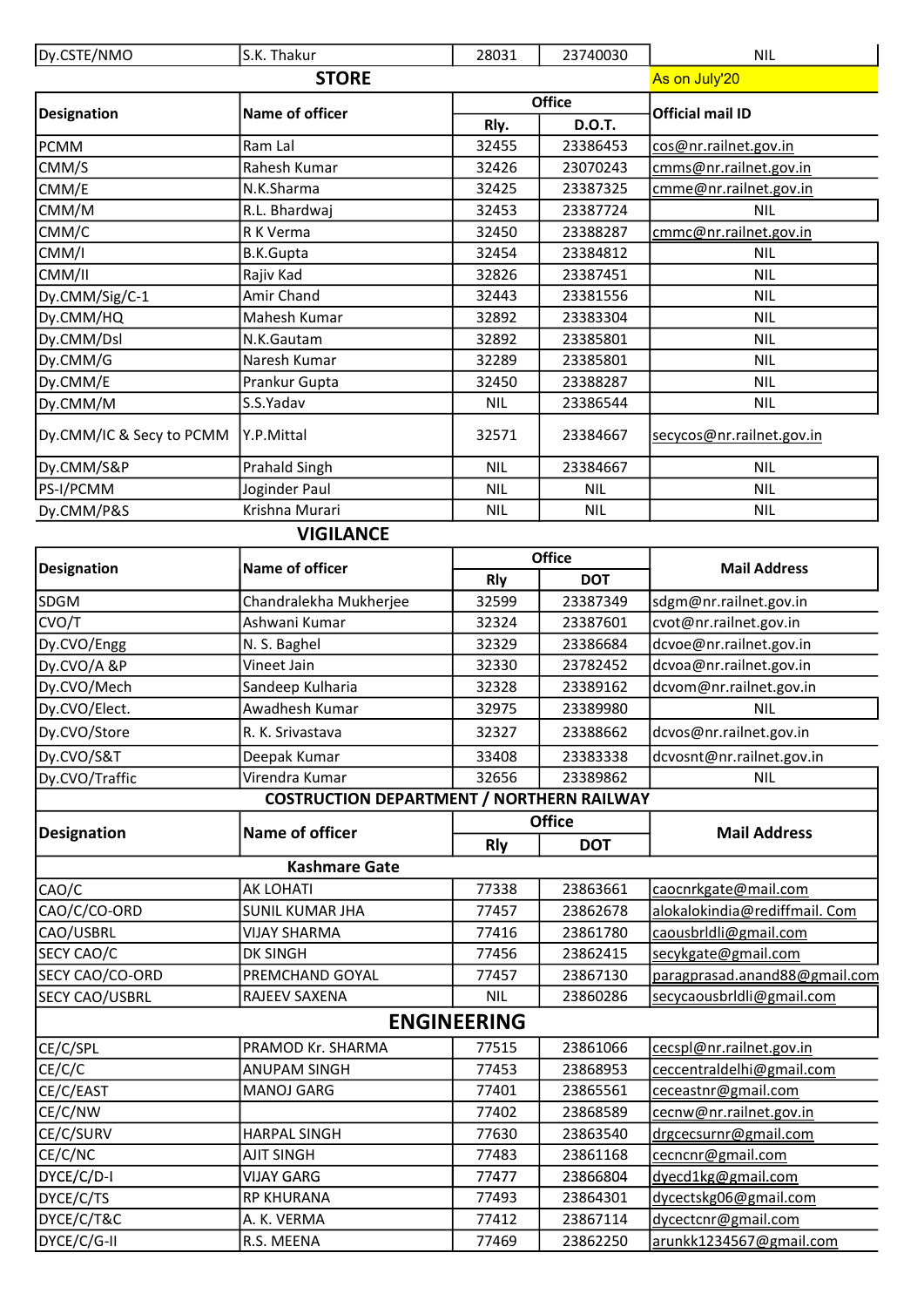| Dy.CSTE/NMO | S.K. Thakur | 28031 | 23740030 | NIL |
|---|---|---|---|---|

## STORE

As on July'20

| Designation | Name of officer | Office | | Official mail ID |
|---|---|---|---|---|
| | | Rly. | D.O.T. | |
| PCMM | Ram Lal | 32455 | 23386453 | cos@nr.railnet.gov.in |
| CMM/S | Rahesh Kumar | 32426 | 23070243 | cmms@nr.railnet.gov.in |
| CMM/E | N.K.Sharma | 32425 | 23387325 | cmme@nr.railnet.gov.in |
| CMM/M | R.L. Bhardwaj | 32453 | 23387724 | NIL |
| CMM/C | R K Verma | 32450 | 23388287 | cmmc@nr.railnet.gov.in |
| CMM/I | B.K.Gupta | 32454 | 23384812 | NIL |
| CMM/II | Rajiv Kad | 32826 | 23387451 | NIL |
| Dy.CMM/Sig/C-1 | Amir Chand | 32443 | 23381556 | NIL |
| Dy.CMM/HQ | Mahesh Kumar | 32892 | 23383304 | NIL |
| Dy.CMM/Dsl | N.K.Gautam | 32892 | 23385801 | NIL |
| Dy.CMM/G | Naresh Kumar | 32289 | 23385801 | NIL |
| Dy.CMM/E | Prankur Gupta | 32450 | 23388287 | NIL |
| Dy.CMM/M | S.S.Yadav | NIL | 23386544 | NIL |
| Dy.CMM/IC & Secy to PCMM | Y.P.Mittal | 32571 | 23384667 | secycos@nr.railnet.gov.in |
| Dy.CMM/S&P | Prahald Singh | NIL | 23384667 | NIL |
| PS-I/PCMM | Joginder Paul | NIL | NIL | NIL |
| Dy.CMM/P&S | Krishna Murari | NIL | NIL | NIL |

## VIGILANCE

| Designation | Name of officer | Office | | Mail Address |
|---|---|---|---|---|
| | | Rly | DOT | |
| SDGM | Chandralekha Mukherjee | 32599 | 23387349 | sdgm@nr.railnet.gov.in |
| CVO/T | Ashwani Kumar | 32324 | 23387601 | cvot@nr.railnet.gov.in |
| Dy.CVO/Engg | N. S. Baghel | 32329 | 23386684 | dcvoe@nr.railnet.gov.in |
| Dy.CVO/A &P | Vineet Jain | 32330 | 23782452 | dcvoa@nr.railnet.gov.in |
| Dy.CVO/Mech | Sandeep Kulharia | 32328 | 23389162 | dcvom@nr.railnet.gov.in |
| Dy.CVO/Elect. | Awadhesh Kumar | 32975 | 23389980 | NIL |
| Dy.CVO/Store | R. K. Srivastava | 32327 | 23388662 | dcvos@nr.railnet.gov.in |
| Dy.CVO/S&T | Deepak Kumar | 33408 | 23383338 | dcvosnt@nr.railnet.gov.in |
| Dy.CVO/Traffic | Virendra Kumar | 32656 | 23389862 | NIL |

## COSTRUCTION DEPARTMENT / NORTHERN RAILWAY

| Designation | Name of officer | Office | | Mail Address |
|---|---|---|---|---|
| | | Rly | DOT | |
| **Kashmare Gate** | | | | |
| CAO/C | AK LOHATI | 77338 | 23863661 | caocnrkgate@mail.com |
| CAO/C/CO-ORD | SUNIL KUMAR JHA | 77457 | 23862678 | alokalokindia@rediffmail. Com |
| CAO/USBRL | VIJAY SHARMA | 77416 | 23861780 | caousbrldli@gmail.com |
| SECY CAO/C | DK SINGH | 77456 | 23862415 | secykgate@gmail.com |
| SECY CAO/CO-ORD | PREMCHAND GOYAL | 77457 | 23867130 | paragprasad.anand88@gmail.com |
| SECY CAO/USBRL | RAJEEV SAXENA | NIL | 23860286 | secycaousbrldli@gmail.com |
| **ENGINEERING** | | | | |
| CE/C/SPL | PRAMOD Kr. SHARMA | 77515 | 23861066 | cecspl@nr.railnet.gov.in |
| CE/C/C | ANUPAM SINGH | 77453 | 23868953 | ceccentraldelhi@gmail.com |
| CE/C/EAST | MANOJ GARG | 77401 | 23865561 | ceceastnr@gmail.com |
| CE/C/NW | | 77402 | 23868589 | cecnw@nr.railnet.gov.in |
| CE/C/SURV | HARPAL SINGH | 77630 | 23863540 | drgcecsurnr@gmail.com |
| CE/C/NC | AJIT SINGH | 77483 | 23861168 | cecncnr@gmail.com |
| DYCE/C/D-I | VIJAY GARG | 77477 | 23866804 | dyecd1kg@gmail.com |
| DYCE/C/TS | RP KHURANA | 77493 | 23864301 | dycectskg06@gmail.com |
| DYCE/C/T&C | A. K. VERMA | 77412 | 23867114 | dycectcnr@gmail.com |
| DYCE/C/G-II | R.S. MEENA | 77469 | 23862250 | arunkk1234567@gmail.com |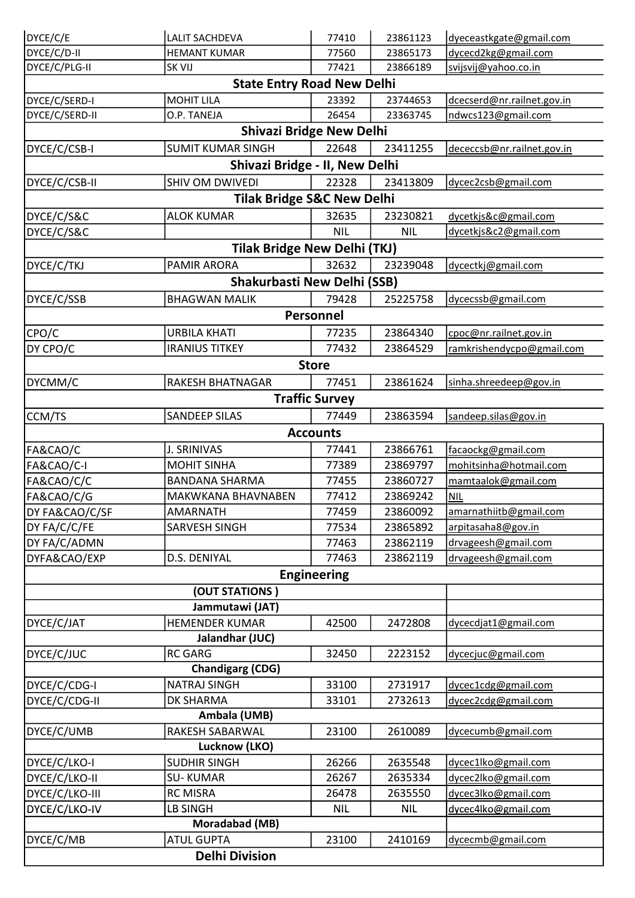| | | | | |
|---|---|---|---|---|
| DYCE/C/E | LALIT SACHDEVA | 77410 | 23861123 | dyeceastkgate@gmail.com |
| DYCE/C/D-II | HEMANT KUMAR | 77560 | 23865173 | dycecd2kg@gmail.com |
| DYCE/C/PLG-II | SK VIJ | 77421 | 23866189 | svijsvij@yahoo.co.in |
| **State Entry Road New Delhi** | | | | |
| DYCE/C/SERD-I | MOHIT LILA | 23392 | 23744653 | dcecserd@nr.railnet.gov.in |
| DYCE/C/SERD-II | O.P. TANEJA | 26454 | 23363745 | ndwcs123@gmail.com |
| **Shivazi Bridge New Delhi** | | | | |
| DYCE/C/CSB-I | SUMIT KUMAR SINGH | 22648 | 23411255 | dececcsb@nr.railnet.gov.in |
| **Shivazi Bridge - II, New Delhi** | | | | |
| DYCE/C/CSB-II | SHIV OM DWIVEDI | 22328 | 23413809 | dycec2csb@gmail.com |
| **Tilak Bridge S&C New Delhi** | | | | |
| DYCE/C/S&C | ALOK KUMAR | 32635 | 23230821 | dycetkjs&c@gmail.com |
| DYCE/C/S&C | | NIL | NIL | dycetkjs&c2@gmail.com |
| **Tilak Bridge New Delhi (TKJ)** | | | | |
| DYCE/C/TKJ | PAMIR ARORA | 32632 | 23239048 | dycectkj@gmail.com |
| **Shakurbasti New Delhi (SSB)** | | | | |
| DYCE/C/SSB | BHAGWAN MALIK | 79428 | 25225758 | dycecssb@gmail.com |
| **Personnel** | | | | |
| CPO/C | URBILA KHATI | 77235 | 23864340 | cpoc@nr.railnet.gov.in |
| DY CPO/C | IRANIUS TITKEY | 77432 | 23864529 | ramkrishendycpo@gmail.com |
| **Store** | | | | |
| DYCMM/C | RAKESH BHATNAGAR | 77451 | 23861624 | sinha.shreedeep@gov.in |
| **Traffic Survey** | | | | |
| CCM/TS | SANDEEP SILAS | 77449 | 23863594 | sandeep.silas@gov.in |
| **Accounts** | | | | |
| FA&CAO/C | J. SRINIVAS | 77441 | 23866761 | facaockg@gmail.com |
| FA&CAO/C-I | MOHIT SINHA | 77389 | 23869797 | mohitsinha@hotmail.com |
| FA&CAO/C/C | BANDANA SHARMA | 77455 | 23860727 | mamtaalok@gmail.com |
| FA&CAO/C/G | MAKWKANA BHAVNABEN | 77412 | 23869242 | NIL |
| DY FA&CAO/C/SF | AMARNATH | 77459 | 23860092 | amarnathiitb@gmail.com |
| DY FA/C/C/FE | SARVESH SINGH | 77534 | 23865892 | arpitasaha8@gov.in |
| DY FA/C/ADMN | | 77463 | 23862119 | drvageesh@gmail.com |
| DYFA&CAO/EXP | D.S. DENIYAL | 77463 | 23862119 | drvageesh@gmail.com |
| **Engineering** | | | | |
| **(OUT STATIONS )** | | | | |
| **Jammutawi (JAT)** | | | | |
| DYCE/C/JAT | HEMENDER KUMAR | 42500 | 2472808 | dycecdjat1@gmail.com |
| **Jalandhar (JUC)** | | | | |
| DYCE/C/JUC | RC GARG | 32450 | 2223152 | dycecjuc@gmail.com |
| **Chandigarg (CDG)** | | | | |
| DYCE/C/CDG-I | NATRAJ SINGH | 33100 | 2731917 | dycec1cdg@gmail.com |
| DYCE/C/CDG-II | DK SHARMA | 33101 | 2732613 | dycec2cdg@gmail.com |
| **Ambala (UMB)** | | | | |
| DYCE/C/UMB | RAKESH SABARWAL | 23100 | 2610089 | dycecumb@gmail.com |
| **Lucknow (LKO)** | | | | |
| DYCE/C/LKO-I | SUDHIR SINGH | 26266 | 2635548 | dycec1lko@gmail.com |
| DYCE/C/LKO-II | SU- KUMAR | 26267 | 2635334 | dycec2lko@gmail.com |
| DYCE/C/LKO-III | RC MISRA | 26478 | 2635550 | dycec3lko@gmail.com |
| DYCE/C/LKO-IV | LB SINGH | NIL | NIL | dycec4lko@gmail.com |
| **Moradabad (MB)** | | | | |
| DYCE/C/MB | ATUL GUPTA | 23100 | 2410169 | dycecmb@gmail.com |
| **Delhi Division** | | | | |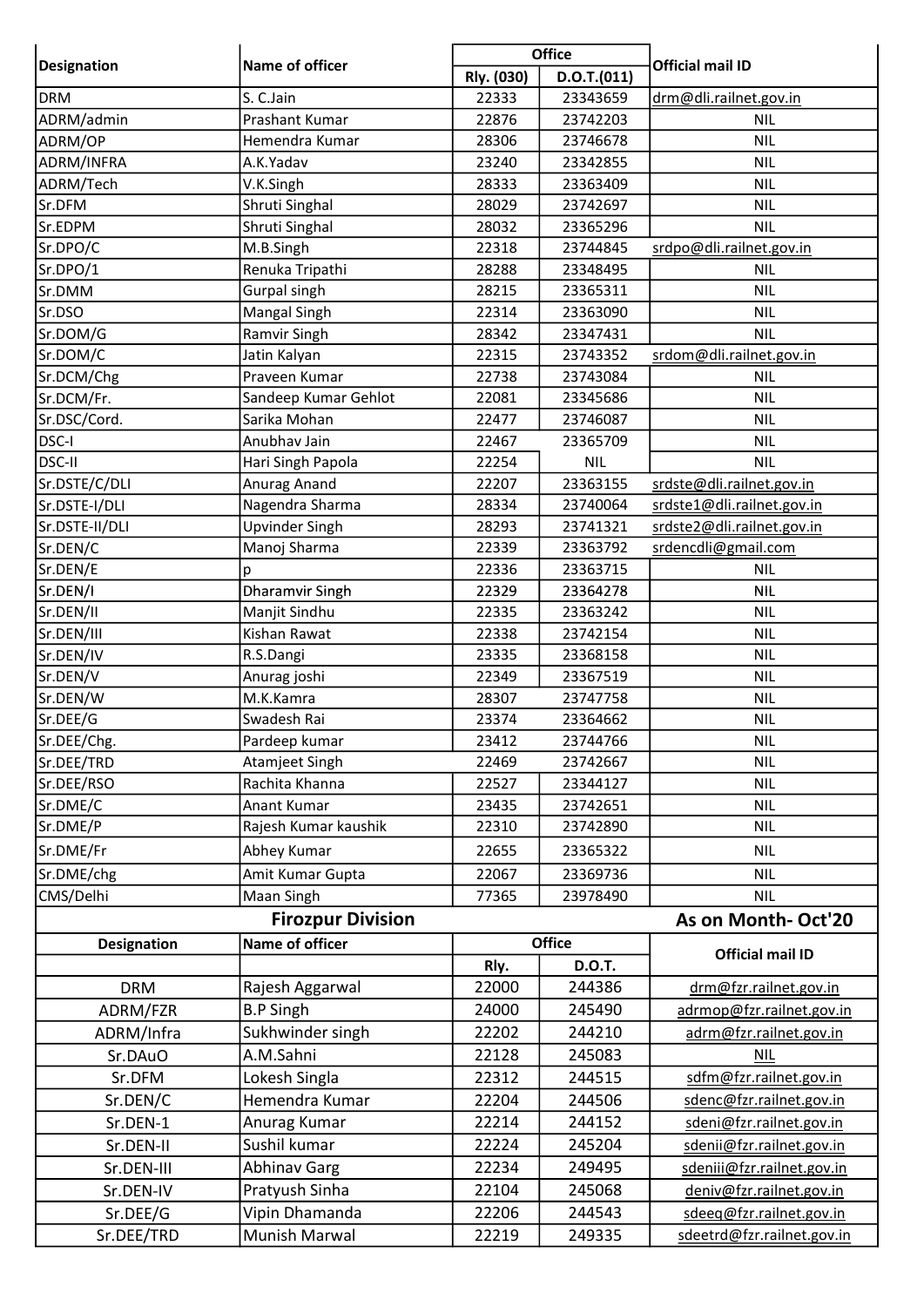| Designation | Name of officer | Office | | Official mail ID |
|---|---|---|---|---|
| | | Rly. (030) | D.O.T.(011) | |
| DRM | S. C.Jain | 22333 | 23343659 | drm@dli.railnet.gov.in |
| ADRM/admin | Prashant Kumar | 22876 | 23742203 | NIL |
| ADRM/OP | Hemendra Kumar | 28306 | 23746678 | NIL |
| ADRM/INFRA | A.K.Yadav | 23240 | 23342855 | NIL |
| ADRM/Tech | V.K.Singh | 28333 | 23363409 | NIL |
| Sr.DFM | Shruti Singhal | 28029 | 23742697 | NIL |
| Sr.EDPM | Shruti Singhal | 28032 | 23365296 | NIL |
| Sr.DPO/C | M.B.Singh | 22318 | 23744845 | srdpo@dli.railnet.gov.in |
| Sr.DPO/1 | Renuka Tripathi | 28288 | 23348495 | NIL |
| Sr.DMM | Gurpal singh | 28215 | 23365311 | NIL |
| Sr.DSO | Mangal Singh | 22314 | 23363090 | NIL |
| Sr.DOM/G | Ramvir Singh | 28342 | 23347431 | NIL |
| Sr.DOM/C | Jatin Kalyan | 22315 | 23743352 | srdom@dli.railnet.gov.in |
| Sr.DCM/Chg | Praveen Kumar | 22738 | 23743084 | NIL |
| Sr.DCM/Fr. | Sandeep Kumar Gehlot | 22081 | 23345686 | NIL |
| Sr.DSC/Cord. | Sarika Mohan | 22477 | 23746087 | NIL |
| DSC-I | Anubhav Jain | 22467 | 23365709 | NIL |
| DSC-II | Hari Singh Papola | 22254 | NIL | NIL |
| Sr.DSTE/C/DLI | Anurag Anand | 22207 | 23363155 | srdste@dli.railnet.gov.in |
| Sr.DSTE-I/DLI | Nagendra Sharma | 28334 | 23740064 | srdste1@dli.railnet.gov.in |
| Sr.DSTE-II/DLI | Upvinder Singh | 28293 | 23741321 | srdste2@dli.railnet.gov.in |
| Sr.DEN/C | Manoj Sharma | 22339 | 23363792 | srdencdli@gmail.com |
| Sr.DEN/E | p | 22336 | 23363715 | NIL |
| Sr.DEN/I | Dharamvir Singh | 22329 | 23364278 | NIL |
| Sr.DEN/II | Manjit Sindhu | 22335 | 23363242 | NIL |
| Sr.DEN/III | Kishan Rawat | 22338 | 23742154 | NIL |
| Sr.DEN/IV | R.S.Dangi | 23335 | 23368158 | NIL |
| Sr.DEN/V | Anurag joshi | 22349 | 23367519 | NIL |
| Sr.DEN/W | M.K.Kamra | 28307 | 23747758 | NIL |
| Sr.DEE/G | Swadesh Rai | 23374 | 23364662 | NIL |
| Sr.DEE/Chg. | Pardeep kumar | 23412 | 23744766 | NIL |
| Sr.DEE/TRD | Atamjeet Singh | 22469 | 23742667 | NIL |
| Sr.DEE/RSO | Rachita Khanna | 22527 | 23344127 | NIL |
| Sr.DME/C | Anant Kumar | 23435 | 23742651 | NIL |
| Sr.DME/P | Rajesh Kumar kaushik | 22310 | 23742890 | NIL |
| Sr.DME/Fr | Abhey Kumar | 22655 | 23365322 | NIL |
| Sr.DME/chg | Amit Kumar Gupta | 22067 | 23369736 | NIL |
| CMS/Delhi | Maan Singh | 77365 | 23978490 | NIL |

## Firozpur Division — As on Month- Oct'20

| Designation | Name of officer | Office | | Official mail ID |
|---|---|---|---|---|
| | | Rly. | D.O.T. | |
| DRM | Rajesh Aggarwal | 22000 | 244386 | drm@fzr.railnet.gov.in |
| ADRM/FZR | B.P Singh | 24000 | 245490 | adrmop@fzr.railnet.gov.in |
| ADRM/Infra | Sukhwinder singh | 22202 | 244210 | adrm@fzr.railnet.gov.in |
| Sr.DAuO | A.M.Sahni | 22128 | 245083 | NIL |
| Sr.DFM | Lokesh Singla | 22312 | 244515 | sdfm@fzr.railnet.gov.in |
| Sr.DEN/C | Hemendra Kumar | 22204 | 244506 | sdenc@fzr.railnet.gov.in |
| Sr.DEN-1 | Anurag Kumar | 22214 | 244152 | sdeni@fzr.railnet.gov.in |
| Sr.DEN-II | Sushil kumar | 22224 | 245204 | sdenii@fzr.railnet.gov.in |
| Sr.DEN-III | Abhinav Garg | 22234 | 249495 | sdeniii@fzr.railnet.gov.in |
| Sr.DEN-IV | Pratyush Sinha | 22104 | 245068 | deniv@fzr.railnet.gov.in |
| Sr.DEE/G | Vipin Dhamanda | 22206 | 244543 | sdeeg@fzr.railnet.gov.in |
| Sr.DEE/TRD | Munish Marwal | 22219 | 249335 | sdeetrd@fzr.railnet.gov.in |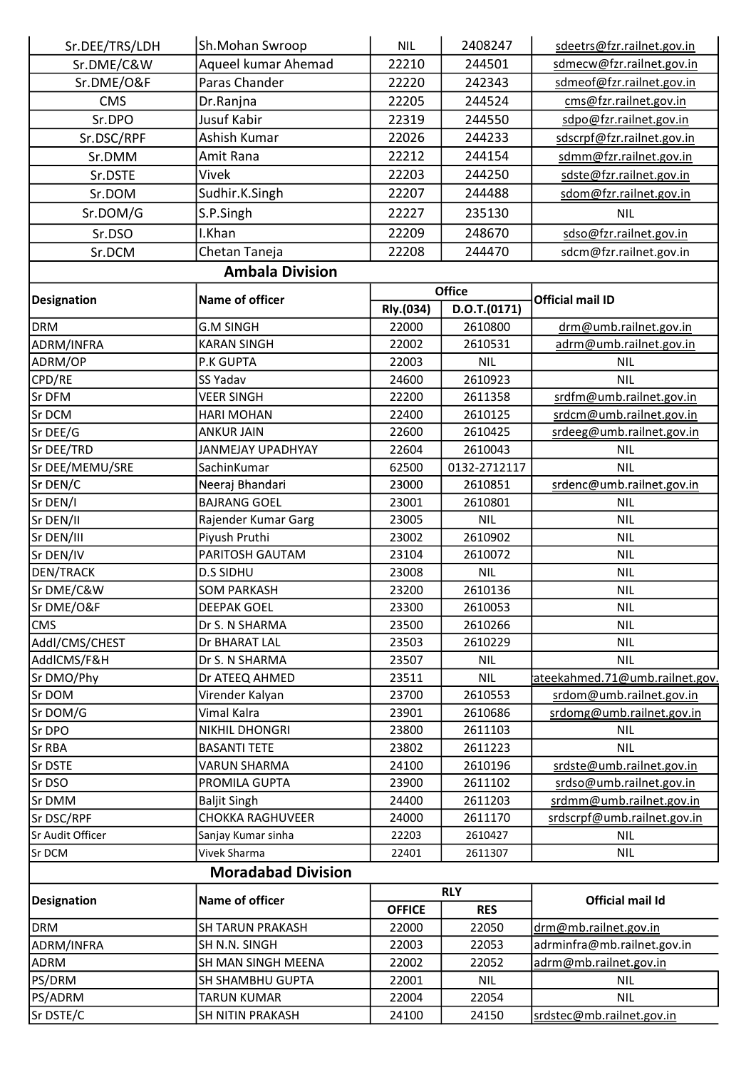| | | | | |
|---|---|---|---|---|
| Sr.DEE/TRS/LDH | Sh.Mohan Swroop | NIL | 2408247 | sdeetrs@fzr.railnet.gov.in |
| Sr.DME/C&W | Aqueel kumar Ahemad | 22210 | 244501 | sdmecw@fzr.railnet.gov.in |
| Sr.DME/O&F | Paras Chander | 22220 | 242343 | sdmeof@fzr.railnet.gov.in |
| CMS | Dr.Ranjna | 22205 | 244524 | cms@fzr.railnet.gov.in |
| Sr.DPO | Jusuf Kabir | 22319 | 244550 | sdpo@fzr.railnet.gov.in |
| Sr.DSC/RPF | Ashish Kumar | 22026 | 244233 | sdscrpf@fzr.railnet.gov.in |
| Sr.DMM | Amit Rana | 22212 | 244154 | sdmm@fzr.railnet.gov.in |
| Sr.DSTE | Vivek | 22203 | 244250 | sdste@fzr.railnet.gov.in |
| Sr.DOM | Sudhir.K.Singh | 22207 | 244488 | sdom@fzr.railnet.gov.in |
| Sr.DOM/G | S.P.Singh | 22227 | 235130 | NIL |
| Sr.DSO | I.Khan | 22209 | 248670 | sdso@fzr.railnet.gov.in |
| Sr.DCM | Chetan Taneja | 22208 | 244470 | sdcm@fzr.railnet.gov.in |

## Ambala Division

| Designation | Name of officer | Office | | Official mail ID |
|---|---|---|---|---|
| | | Rly.(034) | D.O.T.(0171) | |
| DRM | G.M SINGH | 22000 | 2610800 | drm@umb.railnet.gov.in |
| ADRM/INFRA | KARAN SINGH | 22002 | 2610531 | adrm@umb.railnet.gov.in |
| ADRM/OP | P.K GUPTA | 22003 | NIL | NIL |
| CPD/RE | SS Yadav | 24600 | 2610923 | NIL |
| Sr DFM | VEER SINGH | 22200 | 2611358 | srdfm@umb.railnet.gov.in |
| Sr DCM | HARI MOHAN | 22400 | 2610125 | srdcm@umb.railnet.gov.in |
| Sr DEE/G | ANKUR JAIN | 22600 | 2610425 | srdeeg@umb.railnet.gov.in |
| Sr DEE/TRD | JANMEJAY UPADHYAY | 22604 | 2610043 | NIL |
| Sr DEE/MEMU/SRE | SachinKumar | 62500 | 0132-2712117 | NIL |
| Sr DEN/C | Neeraj Bhandari | 23000 | 2610851 | srdenc@umb.railnet.gov.in |
| Sr DEN/I | BAJRANG GOEL | 23001 | 2610801 | NIL |
| Sr DEN/II | Rajender Kumar Garg | 23005 | NIL | NIL |
| Sr DEN/III | Piyush Pruthi | 23002 | 2610902 | NIL |
| Sr DEN/IV | PARITOSH GAUTAM | 23104 | 2610072 | NIL |
| DEN/TRACK | D.S SIDHU | 23008 | NIL | NIL |
| Sr DME/C&W | SOM PARKASH | 23200 | 2610136 | NIL |
| Sr DME/O&F | DEEPAK GOEL | 23300 | 2610053 | NIL |
| CMS | Dr S. N SHARMA | 23500 | 2610266 | NIL |
| Addl/CMS/CHEST | Dr BHARAT LAL | 23503 | 2610229 | NIL |
| AddlCMS/F&H | Dr S. N SHARMA | 23507 | NIL | NIL |
| Sr DMO/Phy | Dr ATEEQ AHMED | 23511 | NIL | ateekahmed.71@umb.railnet.gov. |
| Sr DOM | Virender Kalyan | 23700 | 2610553 | srdom@umb.railnet.gov.in |
| Sr DOM/G | Vimal Kalra | 23901 | 2610686 | srdomg@umb.railnet.gov.in |
| Sr DPO | NIKHIL DHONGRI | 23800 | 2611103 | NIL |
| Sr RBA | BASANTI TETE | 23802 | 2611223 | NIL |
| Sr DSTE | VARUN SHARMA | 24100 | 2610196 | srdste@umb.railnet.gov.in |
| Sr DSO | PROMILA GUPTA | 23900 | 2611102 | srdso@umb.railnet.gov.in |
| Sr DMM | Baljit Singh | 24400 | 2611203 | srdmm@umb.railnet.gov.in |
| Sr DSC/RPF | CHOKKA RAGHUVEER | 24000 | 2611170 | srdscrpf@umb.railnet.gov.in |
| Sr Audit Officer | Sanjay Kumar sinha | 22203 | 2610427 | NIL |
| Sr DCM | Vivek Sharma | 22401 | 2611307 | NIL |

## Moradabad Division

| Designation | Name of officer | RLY | | Official mail Id |
|---|---|---|---|---|
| | | OFFICE | RES | |
| DRM | SH TARUN PRAKASH | 22000 | 22050 | drm@mb.railnet.gov.in |
| ADRM/INFRA | SH N.N. SINGH | 22003 | 22053 | adrminfra@mb.railnet.gov.in |
| ADRM | SH MAN SINGH MEENA | 22002 | 22052 | adrm@mb.railnet.gov.in |
| PS/DRM | SH SHAMBHU GUPTA | 22001 | NIL | NIL |
| PS/ADRM | TARUN KUMAR | 22004 | 22054 | NIL |
| Sr DSTE/C | SH NITIN PRAKASH | 24100 | 24150 | srdstec@mb.railnet.gov.in |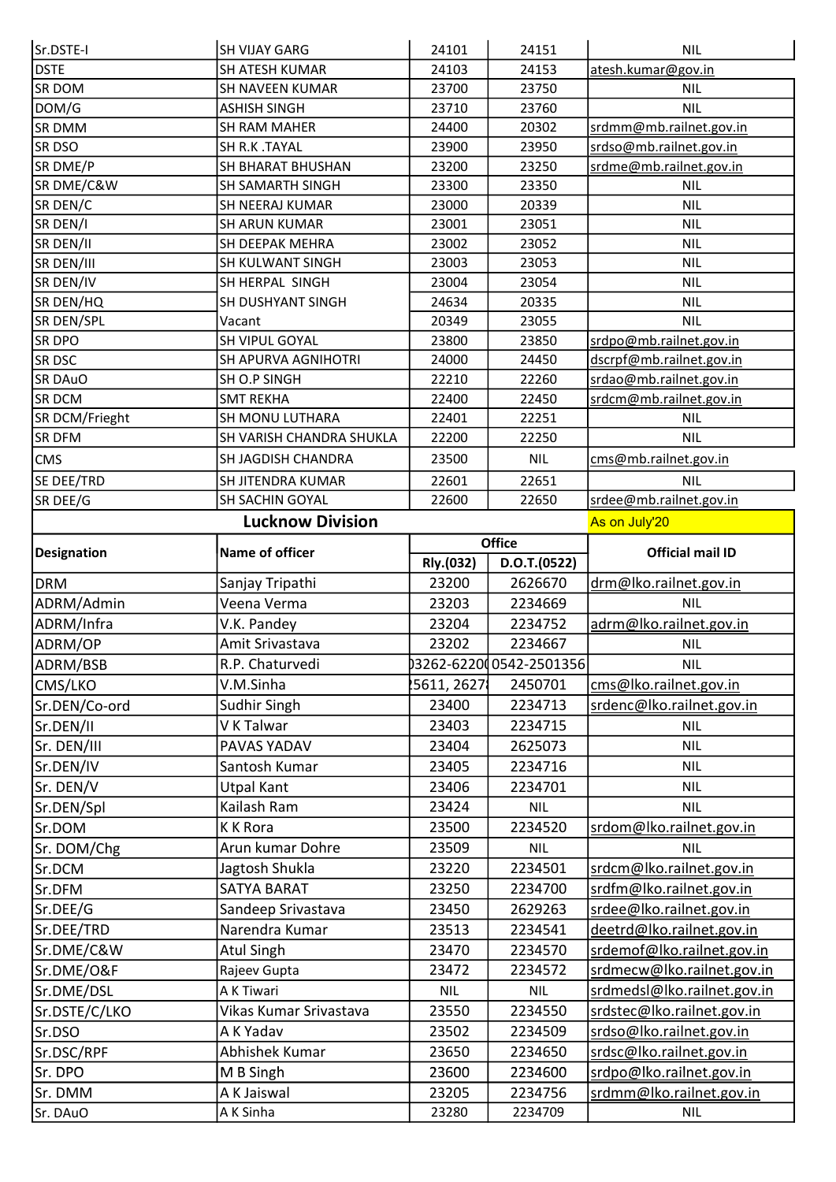| Sr.DSTE-I | SH VIJAY GARG | 24101 | 24151 | NIL |
|---|---|---|---|---|
| DSTE | SH ATESH KUMAR | 24103 | 24153 | atesh.kumar@gov.in |
| SR DOM | SH NAVEEN KUMAR | 23700 | 23750 | NIL |
| DOM/G | ASHISH SINGH | 23710 | 23760 | NIL |
| SR DMM | SH RAM MAHER | 24400 | 20302 | srdmm@mb.railnet.gov.in |
| SR DSO | SH R.K .TAYAL | 23900 | 23950 | srdso@mb.railnet.gov.in |
| SR DME/P | SH BHARAT BHUSHAN | 23200 | 23250 | srdme@mb.railnet.gov.in |
| SR DME/C&W | SH SAMARTH SINGH | 23300 | 23350 | NIL |
| SR DEN/C | SH NEERAJ KUMAR | 23000 | 20339 | NIL |
| SR DEN/I | SH ARUN KUMAR | 23001 | 23051 | NIL |
| SR DEN/II | SH DEEPAK MEHRA | 23002 | 23052 | NIL |
| SR DEN/III | SH KULWANT SINGH | 23003 | 23053 | NIL |
| SR DEN/IV | SH HERPAL SINGH | 23004 | 23054 | NIL |
| SR DEN/HQ | SH DUSHYANT SINGH | 24634 | 20335 | NIL |
| SR DEN/SPL | Vacant | 20349 | 23055 | NIL |
| SR DPO | SH VIPUL GOYAL | 23800 | 23850 | srdpo@mb.railnet.gov.in |
| SR DSC | SH APURVA AGNIHOTRI | 24000 | 24450 | dscrpf@mb.railnet.gov.in |
| SR DAuO | SH O.P SINGH | 22210 | 22260 | srdao@mb.railnet.gov.in |
| SR DCM | SMT REKHA | 22400 | 22450 | srdcm@mb.railnet.gov.in |
| SR DCM/Frieght | SH MONU LUTHARA | 22401 | 22251 | NIL |
| SR DFM | SH VARISH CHANDRA SHUKLA | 22200 | 22250 | NIL |
| CMS | SH JAGDISH CHANDRA | 23500 | NIL | cms@mb.railnet.gov.in |
| SE DEE/TRD | SH JITENDRA KUMAR | 22601 | 22651 | NIL |
| SR DEE/G | SH SACHIN GOYAL | 22600 | 22650 | srdee@mb.railnet.gov.in |

## Lucknow Division

As on July'20

| Designation | Name of officer | Office | | Official mail ID |
|---|---|---|---|---|
| | | Rly.(032) | D.O.T.(0522) | |
| DRM | Sanjay Tripathi | 23200 | 2626670 | drm@lko.railnet.gov.in |
| ADRM/Admin | Veena Verma | 23203 | 2234669 | NIL |
| ADRM/Infra | V.K. Pandey | 23204 | 2234752 | adrm@lko.railnet.gov.in |
| ADRM/OP | Amit Srivastava | 23202 | 2234667 | NIL |
| ADRM/BSB | R.P. Chaturvedi | 03262-62200 | 0542-2501356 | NIL |
| CMS/LKO | V.M.Sinha | 25611, 2627 | 2450701 | cms@lko.railnet.gov.in |
| Sr.DEN/Co-ord | Sudhir Singh | 23400 | 2234713 | srdenc@lko.railnet.gov.in |
| Sr.DEN/II | V K Talwar | 23403 | 2234715 | NIL |
| Sr. DEN/III | PAVAS YADAV | 23404 | 2625073 | NIL |
| Sr.DEN/IV | Santosh Kumar | 23405 | 2234716 | NIL |
| Sr. DEN/V | Utpal Kant | 23406 | 2234701 | NIL |
| Sr.DEN/Spl | Kailash Ram | 23424 | NIL | NIL |
| Sr.DOM | K K Rora | 23500 | 2234520 | srdom@lko.railnet.gov.in |
| Sr. DOM/Chg | Arun kumar Dohre | 23509 | NIL | NIL |
| Sr.DCM | Jagtosh Shukla | 23220 | 2234501 | srdcm@lko.railnet.gov.in |
| Sr.DFM | SATYA BARAT | 23250 | 2234700 | srdfm@lko.railnet.gov.in |
| Sr.DEE/G | Sandeep Srivastava | 23450 | 2629263 | srdee@lko.railnet.gov.in |
| Sr.DEE/TRD | Narendra Kumar | 23513 | 2234541 | deetrd@lko.railnet.gov.in |
| Sr.DME/C&W | Atul Singh | 23470 | 2234570 | srdemof@lko.railnet.gov.in |
| Sr.DME/O&F | Rajeev Gupta | 23472 | 2234572 | srdmecw@lko.railnet.gov.in |
| Sr.DME/DSL | A K Tiwari | NIL | NIL | srdmedsl@lko.railnet.gov.in |
| Sr.DSTE/C/LKO | Vikas Kumar Srivastava | 23550 | 2234550 | srdstec@lko.railnet.gov.in |
| Sr.DSO | A K Yadav | 23502 | 2234509 | srdso@lko.railnet.gov.in |
| Sr.DSC/RPF | Abhishek Kumar | 23650 | 2234650 | srdsc@lko.railnet.gov.in |
| Sr. DPO | M B Singh | 23600 | 2234600 | srdpo@lko.railnet.gov.in |
| Sr. DMM | A K Jaiswal | 23205 | 2234756 | srdmm@lko.railnet.gov.in |
| Sr. DAuO | A K Sinha | 23280 | 2234709 | NIL |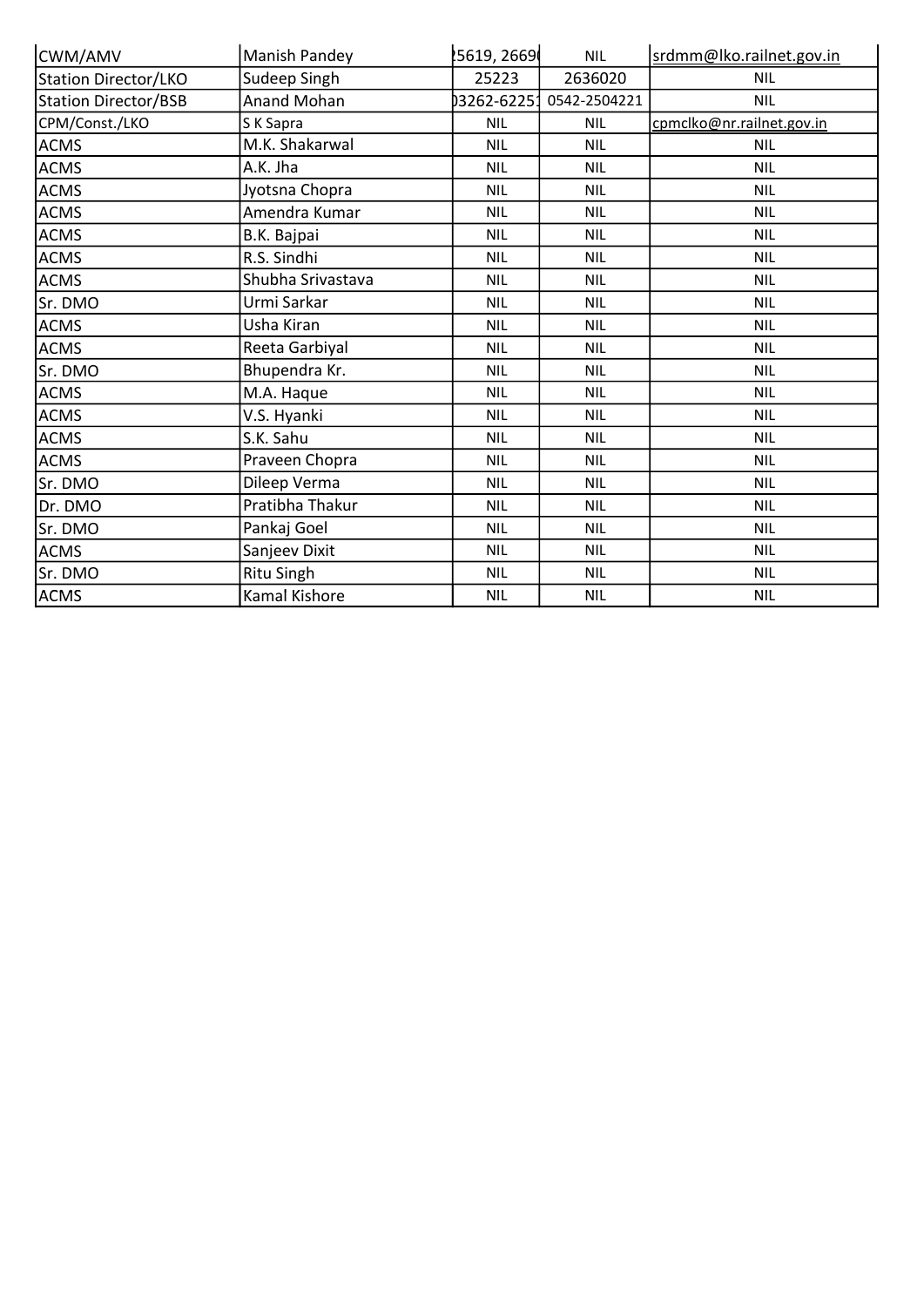| | | | | |
|---|---|---|---|---|
| CWM/AMV | Manish Pandey | 25619, 2669 | NIL | srdmm@lko.railnet.gov.in |
| Station Director/LKO | Sudeep Singh | 25223 | 2636020 | NIL |
| Station Director/BSB | Anand Mohan | 03262-62251 | 0542-2504221 | NIL |
| CPM/Const./LKO | S K Sapra | NIL | NIL | cpmclko@nr.railnet.gov.in |
| ACMS | M.K. Shakarwal | NIL | NIL | NIL |
| ACMS | A.K. Jha | NIL | NIL | NIL |
| ACMS | Jyotsna Chopra | NIL | NIL | NIL |
| ACMS | Amendra Kumar | NIL | NIL | NIL |
| ACMS | B.K. Bajpai | NIL | NIL | NIL |
| ACMS | R.S. Sindhi | NIL | NIL | NIL |
| ACMS | Shubha Srivastava | NIL | NIL | NIL |
| Sr. DMO | Urmi Sarkar | NIL | NIL | NIL |
| ACMS | Usha Kiran | NIL | NIL | NIL |
| ACMS | Reeta Garbiyal | NIL | NIL | NIL |
| Sr. DMO | Bhupendra Kr. | NIL | NIL | NIL |
| ACMS | M.A. Haque | NIL | NIL | NIL |
| ACMS | V.S. Hyanki | NIL | NIL | NIL |
| ACMS | S.K. Sahu | NIL | NIL | NIL |
| ACMS | Praveen Chopra | NIL | NIL | NIL |
| Sr. DMO | Dileep Verma | NIL | NIL | NIL |
| Dr. DMO | Pratibha Thakur | NIL | NIL | NIL |
| Sr. DMO | Pankaj Goel | NIL | NIL | NIL |
| ACMS | Sanjeev Dixit | NIL | NIL | NIL |
| Sr. DMO | Ritu Singh | NIL | NIL | NIL |
| ACMS | Kamal Kishore | NIL | NIL | NIL |